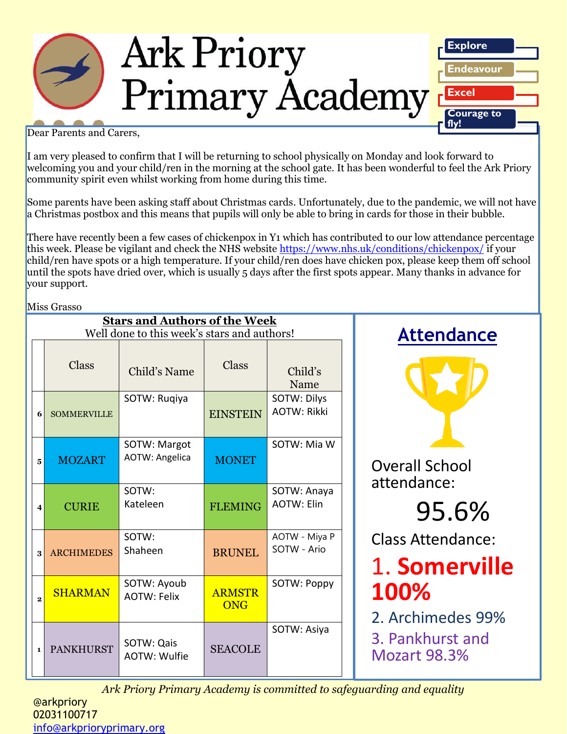# Ark Priory Primary Academy

Explore

Endeavour

Excel

Courage to fly!

Dear Parents and Carers,

I am very pleased to confirm that I will be returning to school physically on Monday and look forward to welcoming you and your child/ren in the morning at the school gate. It has been wonderful to feel the Ark Priory community spirit even whilst working from home during this time.

Some parents have been asking staff about Christmas cards. Unfortunately, due to the pandemic, we will not have a Christmas postbox and this means that pupils will only be able to bring in cards for those in their bubble.

There have recently been a few cases of chickenpox in Y1 which has contributed to our low attendance percentage this week. Please be vigilant and check the NHS website [https://www.nhs.uk/conditions/chickenpox/](https://www.nhs.uk/conditions/chickenpox/) if your child/ren have spots or a high temperature. If your child/ren does have chicken pox, please keep them off school until the spots have dried over, which is usually 5 days after the first spots appear. Many thanks in advance for your support.

Miss Grasso

## Stars and Authors of the Week

Well done to this week's stars and authors!

| | Class | Child's Name | Class | Child's Name |
|---|---|---|---|---|
| 6 | SOMMERVILLE | SOTW: Ruqiya | EINSTEIN | SOTW: Dilys<br>AOTW: Rikki |
| 5 | MOZART | SOTW: Margot<br>AOTW: Angelica | MONET | SOTW: Mia W |
| 4 | CURIE | SOTW: Kateleen | FLEMING | SOTW: Anaya<br>AOTW: Elin |
| 3 | ARCHIMEDES | SOTW: Shaheen | BRUNEL | AOTW - Miya P<br>SOTW - Ario |
| 2 | SHARMAN | SOTW: Ayoub<br>AOTW: Felix | ARMSTRONG | SOTW: Poppy |
| 1 | PANKHURST | SOTW: Qais<br>AOTW: Wulfie | SEACOLE | SOTW: Asiya |

## Attendance

Overall School attendance:

**95.6%**

Class Attendance:

1. **Somerville 100%**
2. Archimedes 99%
3. Pankhurst and Mozart 98.3%

*Ark Priory Primary Academy is committed to safeguarding and equality*

@arkpriory
02031100717
[info@arkprioryprimary.org](mailto:info@arkprioryprimary.org)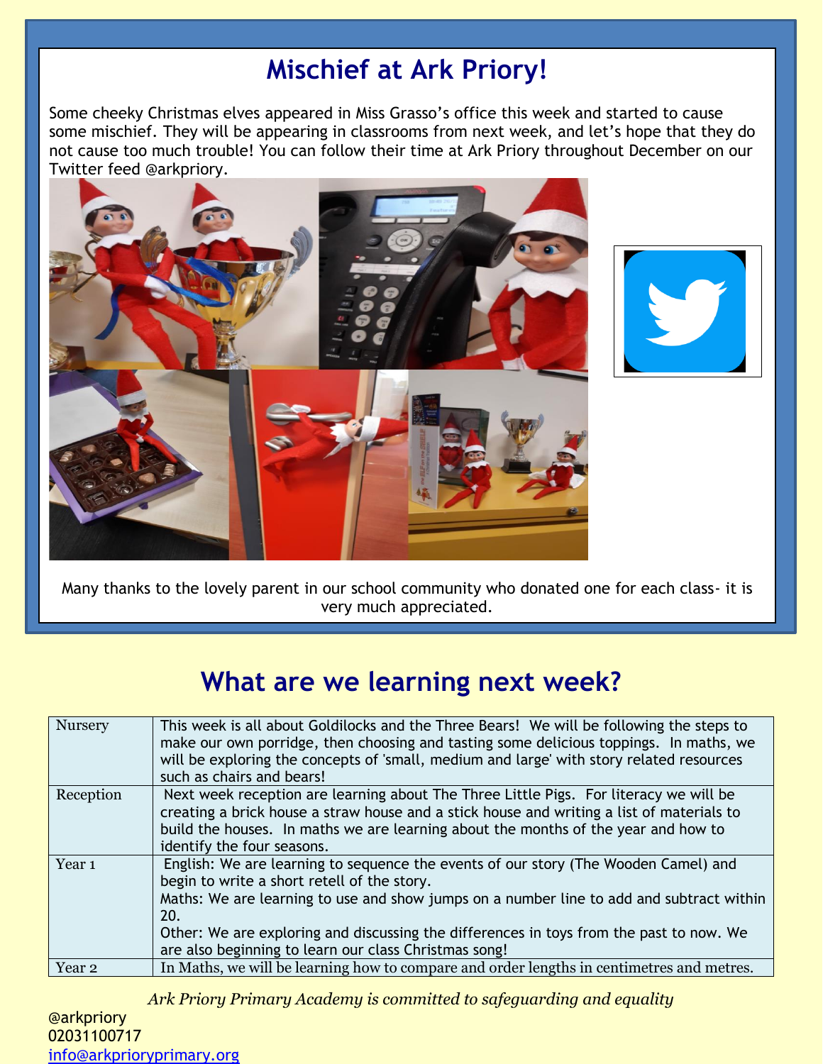# Mischief at Ark Priory!

Some cheeky Christmas elves appeared in Miss Grasso's office this week and started to cause some mischief. They will be appearing in classrooms from next week, and let's hope that they do not cause too much trouble! You can follow their time at Ark Priory throughout December on our Twitter feed @arkpriory.

Many thanks to the lovely parent in our school community who donated one for each class- it is very much appreciated.

## What are we learning next week?

| | |
|---|---|
| Nursery | This week is all about Goldilocks and the Three Bears! We will be following the steps to make our own porridge, then choosing and tasting some delicious toppings. In maths, we will be exploring the concepts of 'small, medium and large' with story related resources such as chairs and bears! |
| Reception | Next week reception are learning about The Three Little Pigs. For literacy we will be creating a brick house a straw house and a stick house and writing a list of materials to build the houses. In maths we are learning about the months of the year and how to identify the four seasons. |
| Year 1 | English: We are learning to sequence the events of our story (The Wooden Camel) and begin to write a short retell of the story.<br>Maths: We are learning to use and show jumps on a number line to add and subtract within 20.<br>Other: We are exploring and discussing the differences in toys from the past to now. We are also beginning to learn our class Christmas song! |
| Year 2 | In Maths, we will be learning how to compare and order lengths in centimetres and metres. |

*Ark Priory Primary Academy is committed to safeguarding and equality*

@arkpriory
02031100717
info@arkprioryprimary.org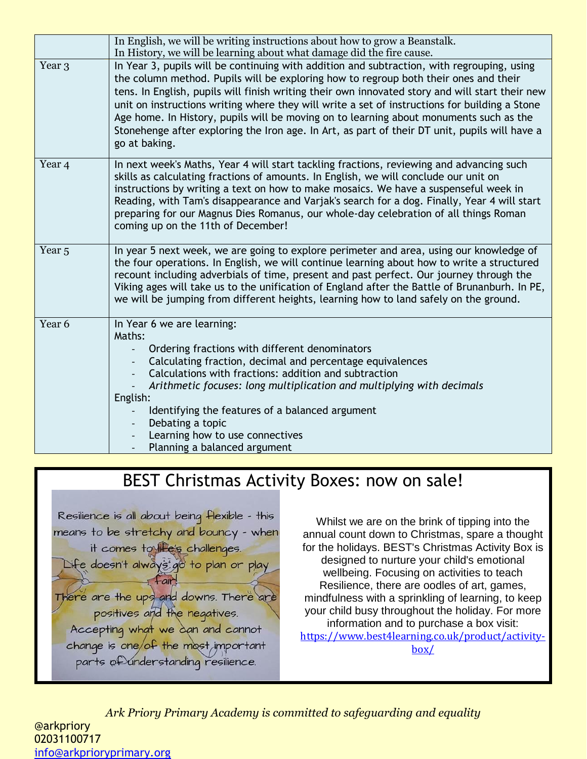| | |
|---|---|
| | In English, we will be writing instructions about how to grow a Beanstalk.<br>In History, we will be learning about what damage did the fire cause. |
| Year 3 | In Year 3, pupils will be continuing with addition and subtraction, with regrouping, using the column method. Pupils will be exploring how to regroup both their ones and their tens. In English, pupils will finish writing their own innovated story and will start their new unit on instructions writing where they will write a set of instructions for building a Stone Age home. In History, pupils will be moving on to learning about monuments such as the Stonehenge after exploring the Iron age. In Art, as part of their DT unit, pupils will have a go at baking. |
| Year 4 | In next week's Maths, Year 4 will start tackling fractions, reviewing and advancing such skills as calculating fractions of amounts. In English, we will conclude our unit on instructions by writing a text on how to make mosaics. We have a suspenseful week in Reading, with Tam's disappearance and Varjak's search for a dog. Finally, Year 4 will start preparing for our Magnus Dies Romanus, our whole-day celebration of all things Roman coming up on the 11th of December! |
| Year 5 | In year 5 next week, we are going to explore perimeter and area, using our knowledge of the four operations. In English, we will continue learning about how to write a structured recount including adverbials of time, present and past perfect. Our journey through the Viking ages will take us to the unification of England after the Battle of Brunanburh. In PE, we will be jumping from different heights, learning how to land safely on the ground. |
| Year 6 | In Year 6 we are learning:<br>Maths:<br>- Ordering fractions with different denominators<br>- Calculating fraction, decimal and percentage equivalences<br>- Calculations with fractions: addition and subtraction<br>- *Arithmetic focuses: long multiplication and multiplying with decimals*<br>English:<br>- Identifying the features of a balanced argument<br>- Debating a topic<br>- Learning how to use connectives<br>- Planning a balanced argument |

## BEST Christmas Activity Boxes: now on sale!

Resilience is all about being flexible - this means to be stretchy and bouncy - when it comes to life's challenges. Life doesn't always go to plan or play fair. There are the ups and downs. There are positives and the negatives. Accepting what we can and cannot change is one of the most important parts of understanding resilience.

Whilst we are on the brink of tipping into the annual count down to Christmas, spare a thought for the holidays. BEST's Christmas Activity Box is designed to nurture your child's emotional wellbeing. Focusing on activities to teach Resilience, there are oodles of art, games, mindfulness with a sprinkling of learning, to keep your child busy throughout the holiday. For more information and to purchase a box visit: https://www.best4learning.co.uk/product/activity-box/

*Ark Priory Primary Academy is committed to safeguarding and equality*

@arkpriory
02031100717
info@arkprioryprimary.org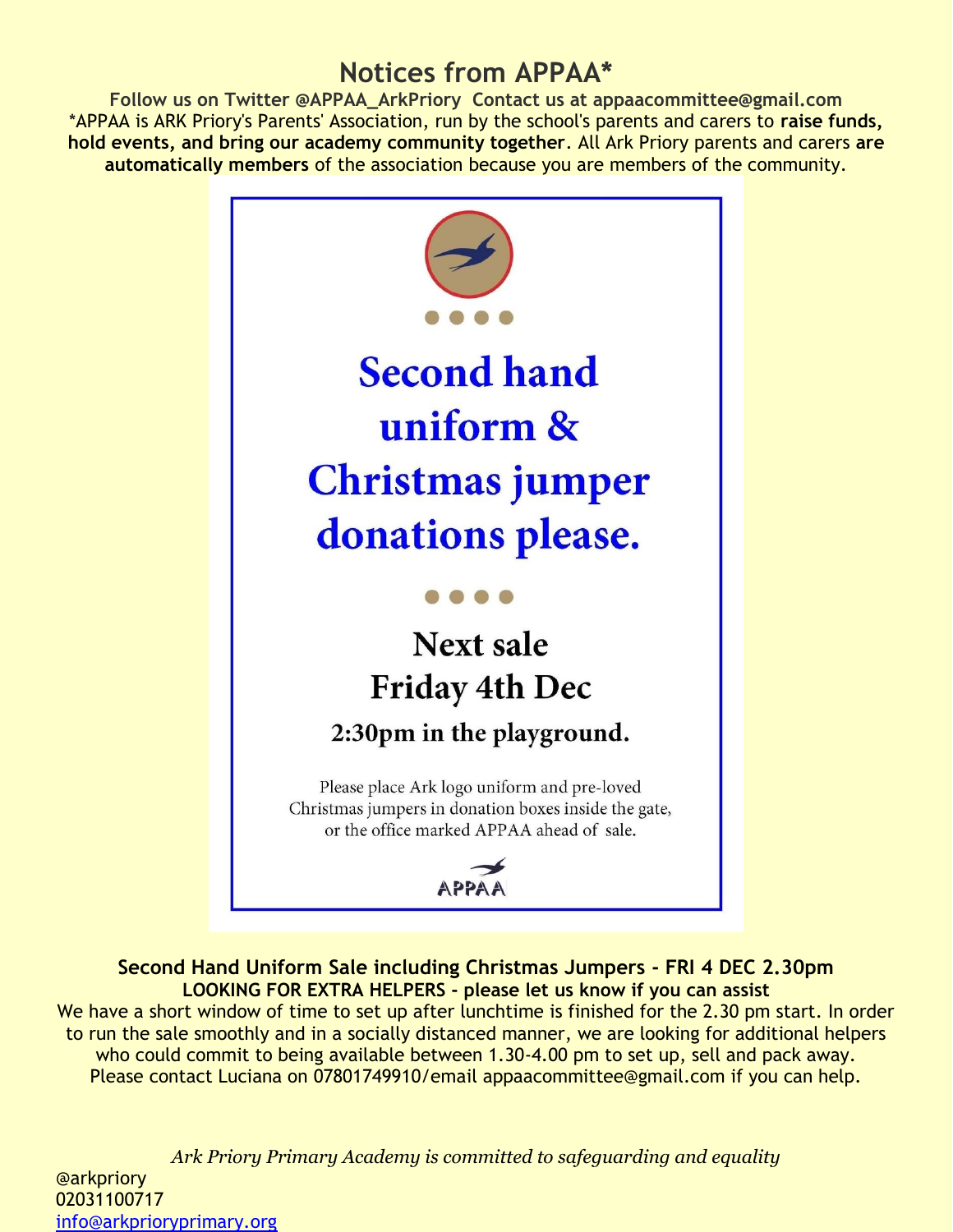# Notices from APPAA*

**Follow us on Twitter @APPAA_ArkPriory Contact us at appaacommittee@gmail.com**

*APPAA is ARK Priory's Parents' Association, run by the school's parents and carers to **raise funds, hold events, and bring our academy community together**. All Ark Priory parents and carers **are automatically members** of the association because you are members of the community.

## Second hand uniform & Christmas jumper donations please.

### Next sale
### Friday 4th Dec
**2:30pm in the playground.**

Please place Ark logo uniform and pre-loved Christmas jumpers in donation boxes inside the gate, or the office marked APPAA ahead of sale.

APPAA

**Second Hand Uniform Sale including Christmas Jumpers - FRI 4 DEC 2.30pm**

**LOOKING FOR EXTRA HELPERS - please let us know if you can assist**

We have a short window of time to set up after lunchtime is finished for the 2.30 pm start. In order to run the sale smoothly and in a socially distanced manner, we are looking for additional helpers who could commit to being available between 1.30-4.00 pm to set up, sell and pack away. Please contact Luciana on 07801749910/email appaacommittee@gmail.com if you can help.

*Ark Priory Primary Academy is committed to safeguarding and equality*

@arkpriory
02031100717
info@arkprioryprimary.org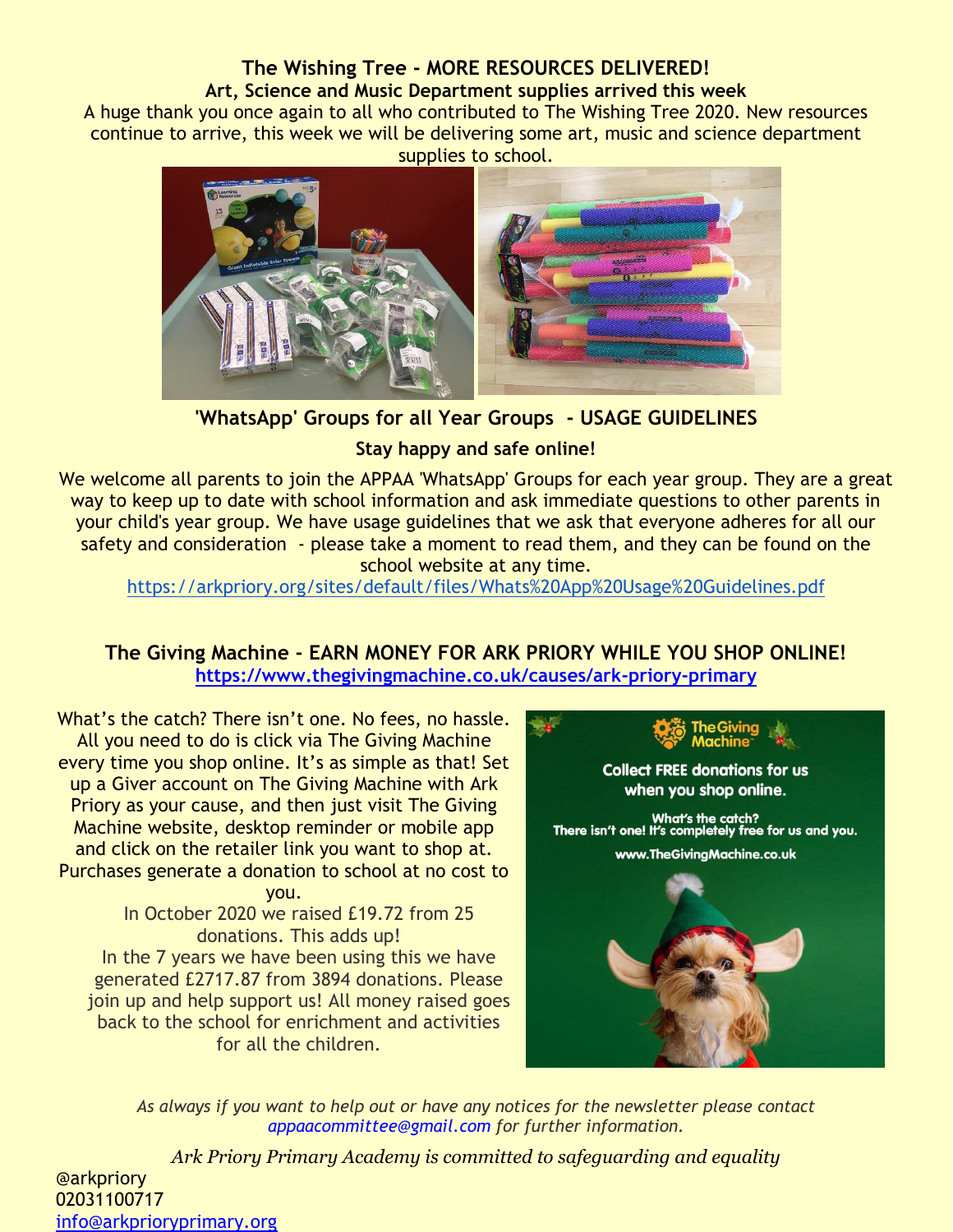## The Wishing Tree - MORE RESOURCES DELIVERED!

**Art, Science and Music Department supplies arrived this week**

A huge thank you once again to all who contributed to The Wishing Tree 2020. New resources continue to arrive, this week we will be delivering some art, music and science department supplies to school.

## 'WhatsApp' Groups for all Year Groups - USAGE GUIDELINES

**Stay happy and safe online!**

We welcome all parents to join the APPAA 'WhatsApp' Groups for each year group. They are a great way to keep up to date with school information and ask immediate questions to other parents in your child's year group. We have usage guidelines that we ask that everyone adheres for all our safety and consideration - please take a moment to read them, and they can be found on the school website at any time.

https://arkpriory.org/sites/default/files/Whats%20App%20Usage%20Guidelines.pdf

## The Giving Machine - EARN MONEY FOR ARK PRIORY WHILE YOU SHOP ONLINE!

**https://www.thegivingmachine.co.uk/causes/ark-priory-primary**

What's the catch? There isn't one. No fees, no hassle. All you need to do is click via The Giving Machine every time you shop online. It's as simple as that! Set up a Giver account on The Giving Machine with Ark Priory as your cause, and then just visit The Giving Machine website, desktop reminder or mobile app and click on the retailer link you want to shop at. Purchases generate a donation to school at no cost to you.

In October 2020 we raised £19.72 from 25 donations. This adds up!

In the 7 years we have been using this we have generated £2717.87 from 3894 donations. Please join up and help support us! All money raised goes back to the school for enrichment and activities for all the children.

*As always if you want to help out or have any notices for the newsletter please contact appaacommittee@gmail.com for further information.*

*Ark Priory Primary Academy is committed to safeguarding and equality*

@arkpriory
02031100717
info@arkprioryprimary.org